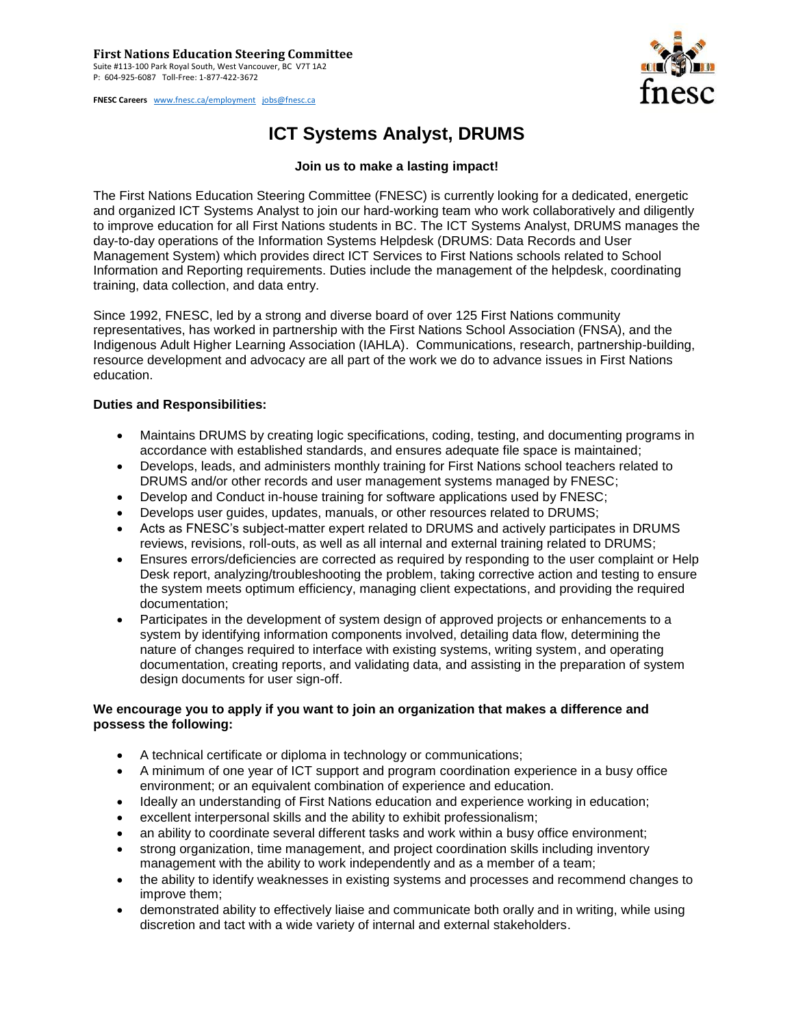**First Nations Education Steering Committee**
Suite #113-100 Park Royal South, West Vancouver, BC V7T 1A2
P: 604-925-6087 Toll-Free: 1-877-422-3672

**FNESC Careers** www.fnesc.ca/employment jobs@fnesc.ca

# ICT Systems Analyst, DRUMS

**Join us to make a lasting impact!**

The First Nations Education Steering Committee (FNESC) is currently looking for a dedicated, energetic and organized ICT Systems Analyst to join our hard-working team who work collaboratively and diligently to improve education for all First Nations students in BC. The ICT Systems Analyst, DRUMS manages the day-to-day operations of the Information Systems Helpdesk (DRUMS: Data Records and User Management System) which provides direct ICT Services to First Nations schools related to School Information and Reporting requirements. Duties include the management of the helpdesk, coordinating training, data collection, and data entry.

Since 1992, FNESC, led by a strong and diverse board of over 125 First Nations community representatives, has worked in partnership with the First Nations School Association (FNSA), and the Indigenous Adult Higher Learning Association (IAHLA). Communications, research, partnership-building, resource development and advocacy are all part of the work we do to advance issues in First Nations education.

**Duties and Responsibilities:**

- Maintains DRUMS by creating logic specifications, coding, testing, and documenting programs in accordance with established standards, and ensures adequate file space is maintained;
- Develops, leads, and administers monthly training for First Nations school teachers related to DRUMS and/or other records and user management systems managed by FNESC;
- Develop and Conduct in-house training for software applications used by FNESC;
- Develops user guides, updates, manuals, or other resources related to DRUMS;
- Acts as FNESC's subject-matter expert related to DRUMS and actively participates in DRUMS reviews, revisions, roll-outs, as well as all internal and external training related to DRUMS;
- Ensures errors/deficiencies are corrected as required by responding to the user complaint or Help Desk report, analyzing/troubleshooting the problem, taking corrective action and testing to ensure the system meets optimum efficiency, managing client expectations, and providing the required documentation;
- Participates in the development of system design of approved projects or enhancements to a system by identifying information components involved, detailing data flow, determining the nature of changes required to interface with existing systems, writing system, and operating documentation, creating reports, and validating data, and assisting in the preparation of system design documents for user sign-off.

**We encourage you to apply if you want to join an organization that makes a difference and possess the following:**

- A technical certificate or diploma in technology or communications;
- A minimum of one year of ICT support and program coordination experience in a busy office environment; or an equivalent combination of experience and education.
- Ideally an understanding of First Nations education and experience working in education;
- excellent interpersonal skills and the ability to exhibit professionalism;
- an ability to coordinate several different tasks and work within a busy office environment;
- strong organization, time management, and project coordination skills including inventory management with the ability to work independently and as a member of a team;
- the ability to identify weaknesses in existing systems and processes and recommend changes to improve them;
- demonstrated ability to effectively liaise and communicate both orally and in writing, while using discretion and tact with a wide variety of internal and external stakeholders.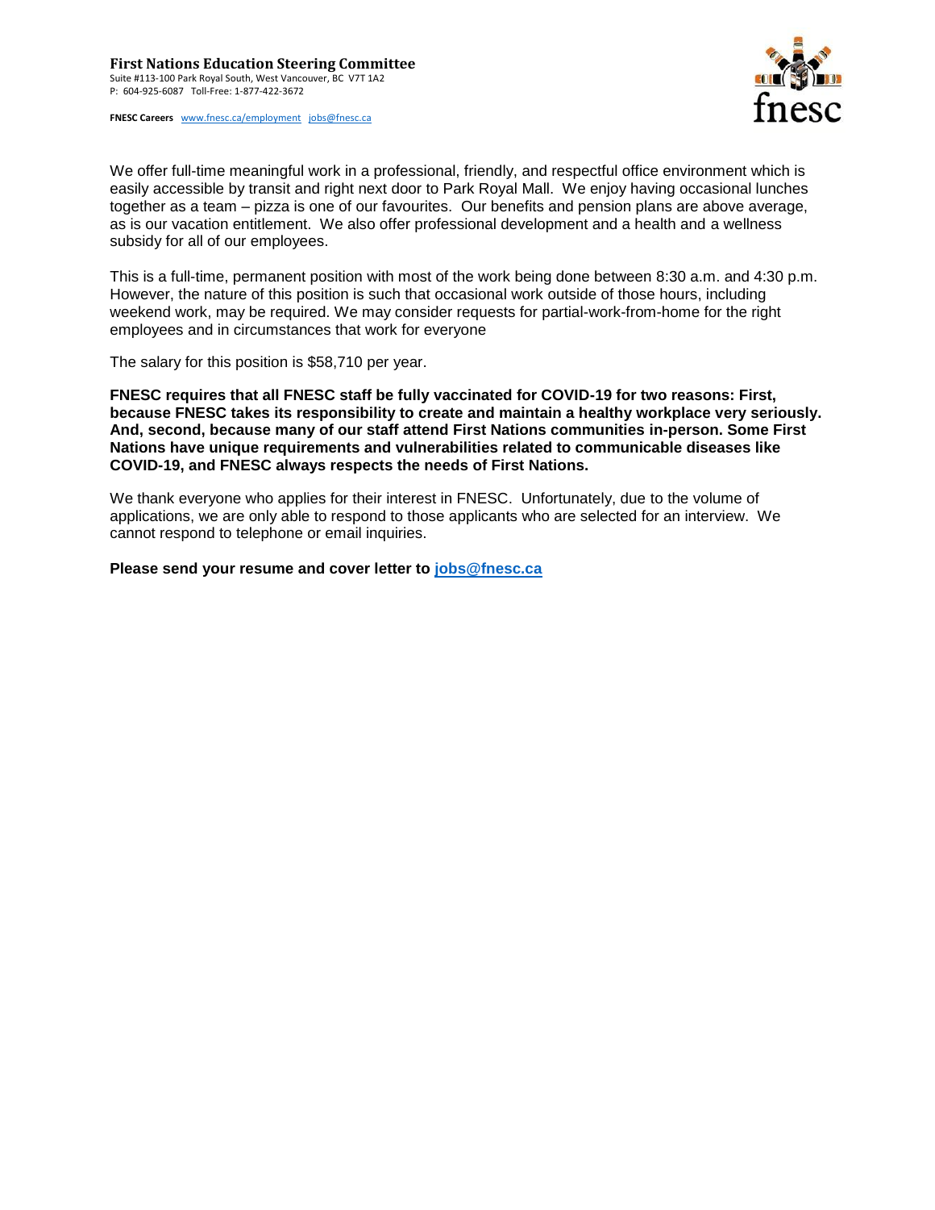We offer full-time meaningful work in a professional, friendly, and respectful office environment which is easily accessible by transit and right next door to Park Royal Mall. We enjoy having occasional lunches together as a team – pizza is one of our favourites. Our benefits and pension plans are above average, as is our vacation entitlement. We also offer professional development and a health and a wellness subsidy for all of our employees.

This is a full-time, permanent position with most of the work being done between 8:30 a.m. and 4:30 p.m. However, the nature of this position is such that occasional work outside of those hours, including weekend work, may be required. We may consider requests for partial-work-from-home for the right employees and in circumstances that work for everyone

The salary for this position is $58,710 per year.

**FNESC requires that all FNESC staff be fully vaccinated for COVID-19 for two reasons: First, because FNESC takes its responsibility to create and maintain a healthy workplace very seriously. And, second, because many of our staff attend First Nations communities in-person. Some First Nations have unique requirements and vulnerabilities related to communicable diseases like COVID-19, and FNESC always respects the needs of First Nations.**

We thank everyone who applies for their interest in FNESC. Unfortunately, due to the volume of applications, we are only able to respond to those applicants who are selected for an interview. We cannot respond to telephone or email inquiries.

**Please send your resume and cover letter to jobs@fnesc.ca**